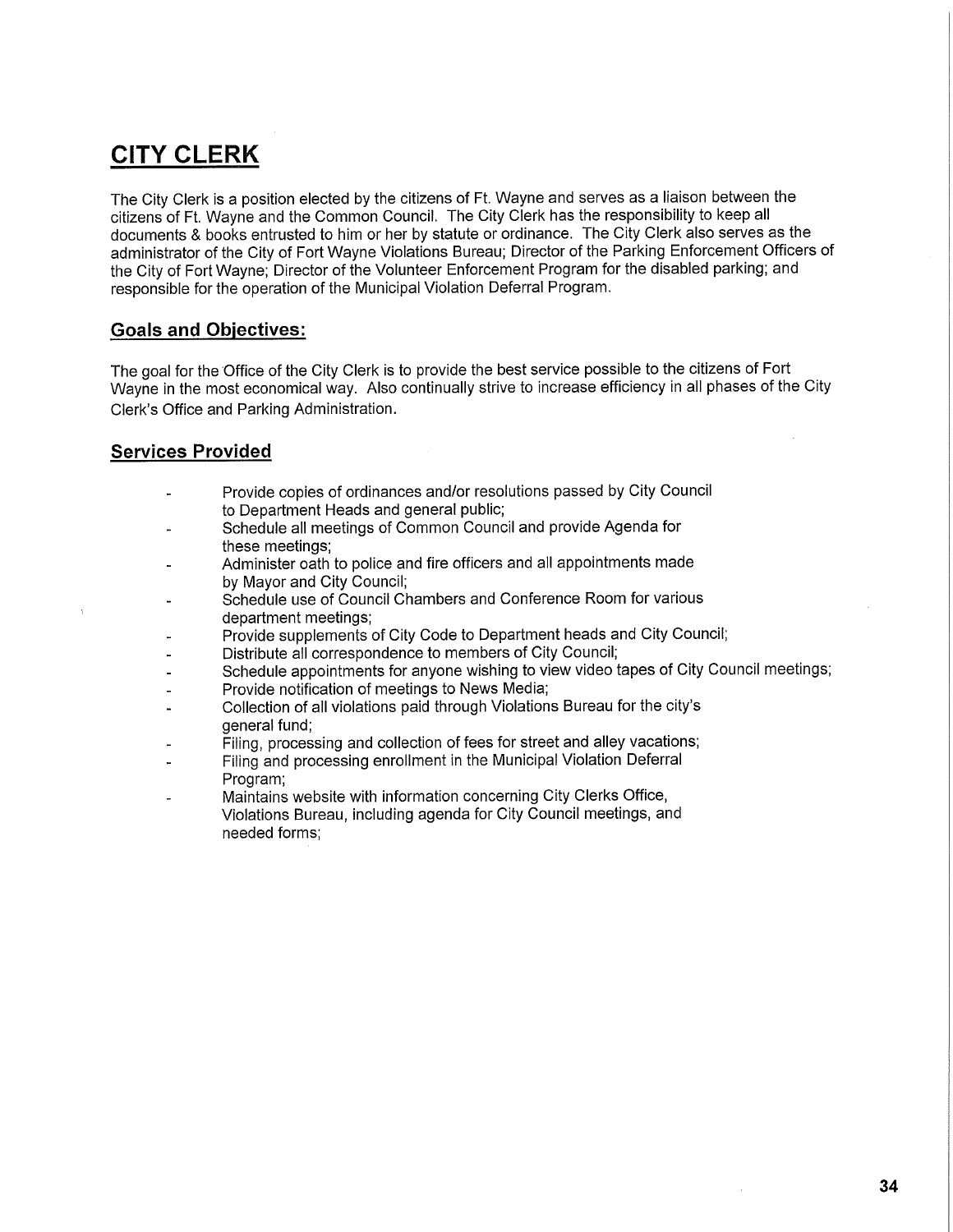# CITY CLERK

The City Clerk is a position elected by the citizens of Ft. Wayne and serves as a liaison between the citizens of Ft. Wayne and the Common Council. The City Clerk has the responsibility to keep all documents & books entrusted to him or her by statute or ordinance. The City Clerk also serves as the administrator of the City of Fort Wayne Violations Bureau; Director of the Parking Enforcement Officers of the City of Fort Wayne; Director of the Volunteer Enforcement Program for the disabled parking; and responsible for the operation of the Municipal Violation Deferral Program.

## Goals and Objectives:

The goal for the Office of the City Clerk is to provide the best service possible to the citizens of Fort Wayne in the most economical way. Also continually strive to increase efficiency in all phases of the City Clerk's Office and Parking Administration.

## Services Provided

- Provide copies of ordinances and/or resolutions passed by City Council to Department Heads and general public;
- Schedule all meetings of Common Council and provide Agenda for these meetings;
- Administer oath to police and fire officers and all appointments made by Mayor and City Council;
- Schedule use of Council Chambers and Conference Room for various department meetings;
- Provide supplements of City Code to Department heads and City Council;
- Distribute all correspondence to members of City Council;
- Schedule appointments for anyone wishing to view video tapes of City Council meetings;
- Provide notification of meetings to News Media;
- Collection of all violations paid through Violations Bureau for the city's general fund;
- Filing, processing and collection of fees for street and alley vacations;
- Filing and processing enrollment in the Municipal Violation Deferral Program;
- Maintains website with information concerning City Clerks Office, Violations Bureau, including agenda for City Council meetings, and needed forms;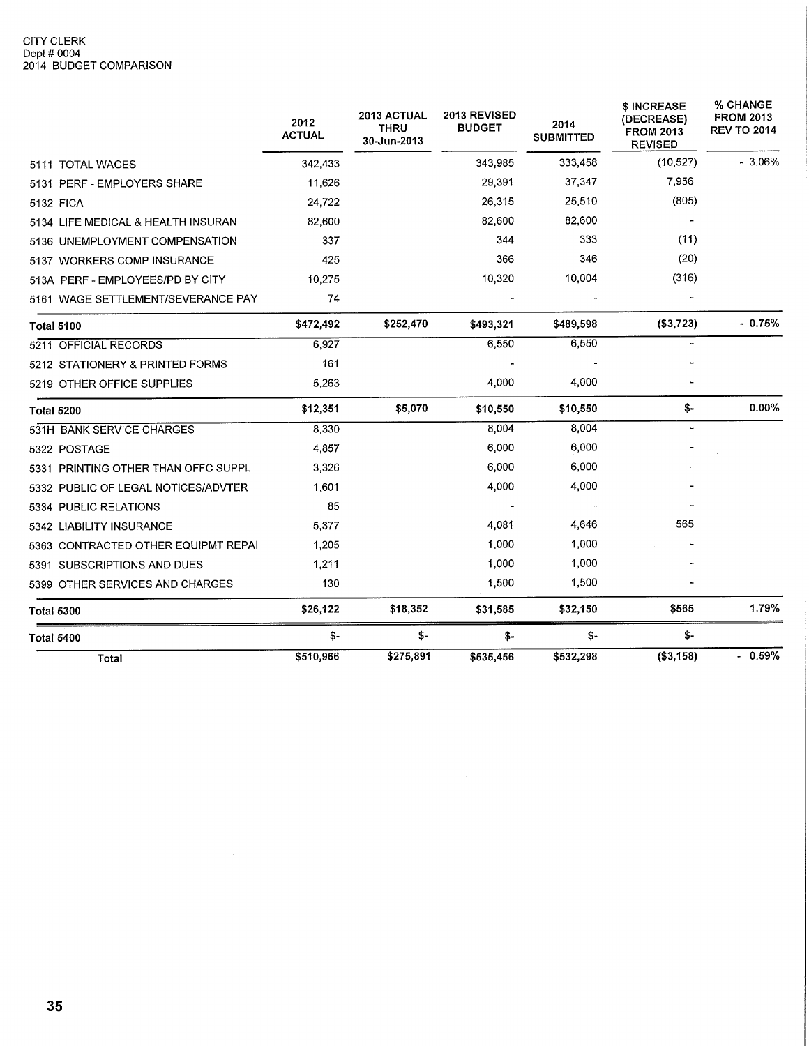CITY CLERK
Dept # 0004
2014 BUDGET COMPARISON

| | 2012 ACTUAL | 2013 ACTUAL THRU 30-Jun-2013 | 2013 REVISED BUDGET | 2014 SUBMITTED | $ INCREASE (DECREASE) FROM 2013 REVISED | % CHANGE FROM 2013 REV TO 2014 |
|---|---|---|---|---|---|---|
| 5111 TOTAL WAGES | 342,433 | | 343,985 | 333,458 | (10,527) | - 3.06% |
| 5131 PERF - EMPLOYERS SHARE | 11,626 | | 29,391 | 37,347 | 7,956 | |
| 5132 FICA | 24,722 | | 26,315 | 25,510 | (805) | |
| 5134 LIFE MEDICAL & HEALTH INSURAN | 82,600 | | 82,600 | 82,600 | - | |
| 5136 UNEMPLOYMENT COMPENSATION | 337 | | 344 | 333 | (11) | |
| 5137 WORKERS COMP INSURANCE | 425 | | 366 | 346 | (20) | |
| 513A PERF - EMPLOYEES/PD BY CITY | 10,275 | | 10,320 | 10,004 | (316) | |
| 5161 WAGE SETTLEMENT/SEVERANCE PAY | 74 | | - | - | - | |
| **Total 5100** | **$472,492** | **$252,470** | **$493,321** | **$489,598** | **($3,723)** | **- 0.75%** |
| 5211 OFFICIAL RECORDS | 6,927 | | 6,550 | 6,550 | - | |
| 5212 STATIONERY & PRINTED FORMS | 161 | | - | - | - | |
| 5219 OTHER OFFICE SUPPLIES | 5,263 | | 4,000 | 4,000 | - | |
| **Total 5200** | **$12,351** | **$5,070** | **$10,550** | **$10,550** | **$-** | **0.00%** |
| 531H BANK SERVICE CHARGES | 8,330 | | 8,004 | 8,004 | - | |
| 5322 POSTAGE | 4,857 | | 6,000 | 6,000 | - | |
| 5331 PRINTING OTHER THAN OFFC SUPPL | 3,326 | | 6,000 | 6,000 | - | |
| 5332 PUBLIC OF LEGAL NOTICES/ADVTER | 1,601 | | 4,000 | 4,000 | - | |
| 5334 PUBLIC RELATIONS | 85 | | - | - | - | |
| 5342 LIABILITY INSURANCE | 5,377 | | 4,081 | 4,646 | 565 | |
| 5363 CONTRACTED OTHER EQUIPMT REPAI | 1,205 | | 1,000 | 1,000 | - | |
| 5391 SUBSCRIPTIONS AND DUES | 1,211 | | 1,000 | 1,000 | - | |
| 5399 OTHER SERVICES AND CHARGES | 130 | | 1,500 | 1,500 | - | |
| **Total 5300** | **$26,122** | **$18,352** | **$31,585** | **$32,150** | **$565** | **1.79%** |
| **Total 5400** | **$-** | **$-** | **$-** | **$-** | **$-** | |
| **Total** | **$510,966** | **$275,891** | **$535,456** | **$532,298** | **($3,158)** | **- 0.59%** |